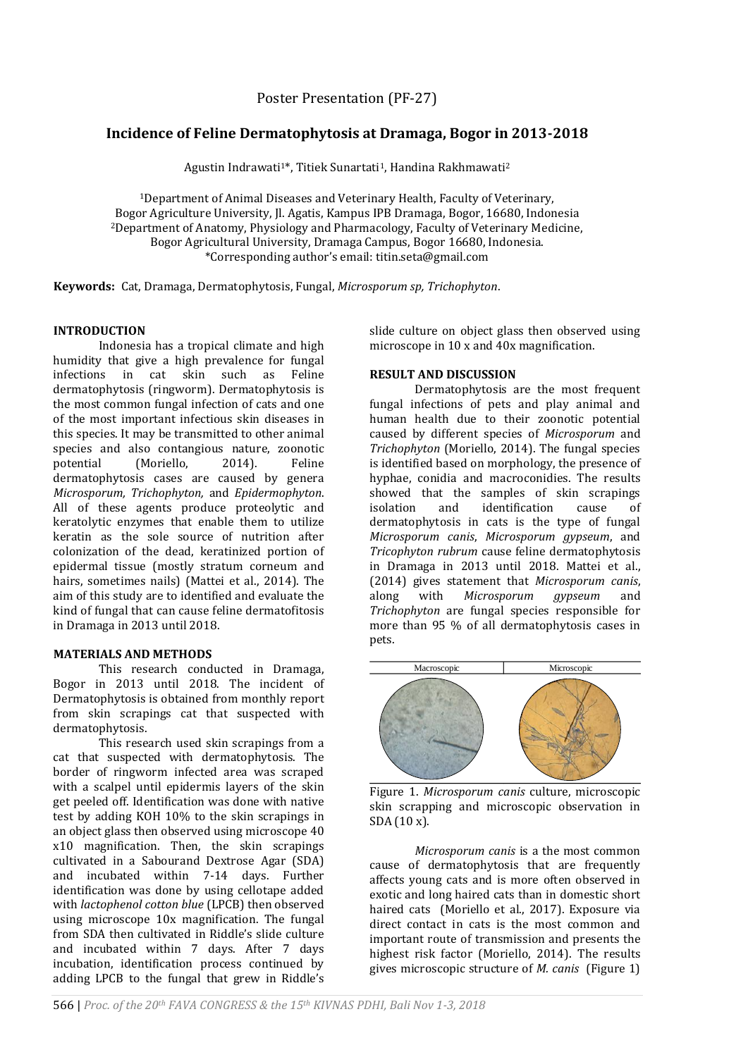Poster Presentation (PF-27)

# Incidence of Feline Dermatophytosis at Dramaga, Bogor in 2013-2018

Agustin Indrawati[1]*, Titiek Sunartati[1], Handina Rakhmawati[2]

[1]Department of Animal Diseases and Veterinary Health, Faculty of Veterinary, Bogor Agriculture University, Jl. Agatis, Kampus IPB Dramaga, Bogor, 16680, Indonesia
[2]Department of Anatomy, Physiology and Pharmacology, Faculty of Veterinary Medicine, Bogor Agricultural University, Dramaga Campus, Bogor 16680, Indonesia.
*Corresponding author's email: titin.seta@gmail.com

**Keywords:** Cat, Dramaga, Dermatophytosis, Fungal, *Microsporum sp, Trichophyton*.

## INTRODUCTION

Indonesia has a tropical climate and high humidity that give a high prevalence for fungal infections in cat skin such as Feline dermatophytosis (ringworm). Dermatophytosis is the most common fungal infection of cats and one of the most important infectious skin diseases in this species. It may be transmitted to other animal species and also contangious nature, zoonotic potential (Moriello, 2014). Feline dermatophytosis cases are caused by genera *Microsporum, Trichophyton,* and *Epidermophyton*. All of these agents produce proteolytic and keratolytic enzymes that enable them to utilize keratin as the sole source of nutrition after colonization of the dead, keratinized portion of epidermal tissue (mostly stratum corneum and hairs, sometimes nails) (Mattei et al., 2014). The aim of this study are to identified and evaluate the kind of fungal that can cause feline dermatofitosis in Dramaga in 2013 until 2018.

## MATERIALS AND METHODS

This research conducted in Dramaga, Bogor in 2013 until 2018. The incident of Dermatophytosis is obtained from monthly report from skin scrapings cat that suspected with dermatophytosis.

This research used skin scrapings from a cat that suspected with dermatophytosis. The border of ringworm infected area was scraped with a scalpel until epidermis layers of the skin get peeled off. Identification was done with native test by adding KOH 10% to the skin scrapings in an object glass then observed using microscope 40 x10 magnification. Then, the skin scrapings cultivated in a Sabourand Dextrose Agar (SDA) and incubated within 7-14 days. Further identification was done by using cellotape added with *lactophenol cotton blue* (LPCB) then observed using microscope 10x magnification. The fungal from SDA then cultivated in Riddle's slide culture and incubated within 7 days. After 7 days incubation, identification process continued by adding LPCB to the fungal that grew in Riddle's slide culture on object glass then observed using microscope in 10 x and 40x magnification.

## RESULT AND DISCUSSION

Dermatophytosis are the most frequent fungal infections of pets and play animal and human health due to their zoonotic potential caused by different species of *Microsporum* and *Trichophyton* (Moriello, 2014). The fungal species is identified based on morphology, the presence of hyphae, conidia and macroconidies. The results showed that the samples of skin scrapings isolation and identification cause of dermatophytosis in cats is the type of fungal *Microsporum canis*, *Microsporum gypseum*, and *Tricophyton rubrum* cause feline dermatophytosis in Dramaga in 2013 until 2018. Mattei et al., (2014) gives statement that *Microsporum canis*, along with *Microsporum gypseum* and *Trichophyton* are fungal species responsible for more than 95 % of all dermatophytosis cases in pets.

| Macroscopic | Microscopic |
|---|---|

Figure 1. *Microsporum canis* culture, microscopic skin scrapping and microscopic observation in SDA (10 x).

*Microsporum canis* is a the most common cause of dermatophytosis that are frequently affects young cats and is more often observed in exotic and long haired cats than in domestic short haired cats (Moriello et al., 2017). Exposure via direct contact in cats is the most common and important route of transmission and presents the highest risk factor (Moriello, 2014). The results gives microscopic structure of *M. canis* (Figure 1)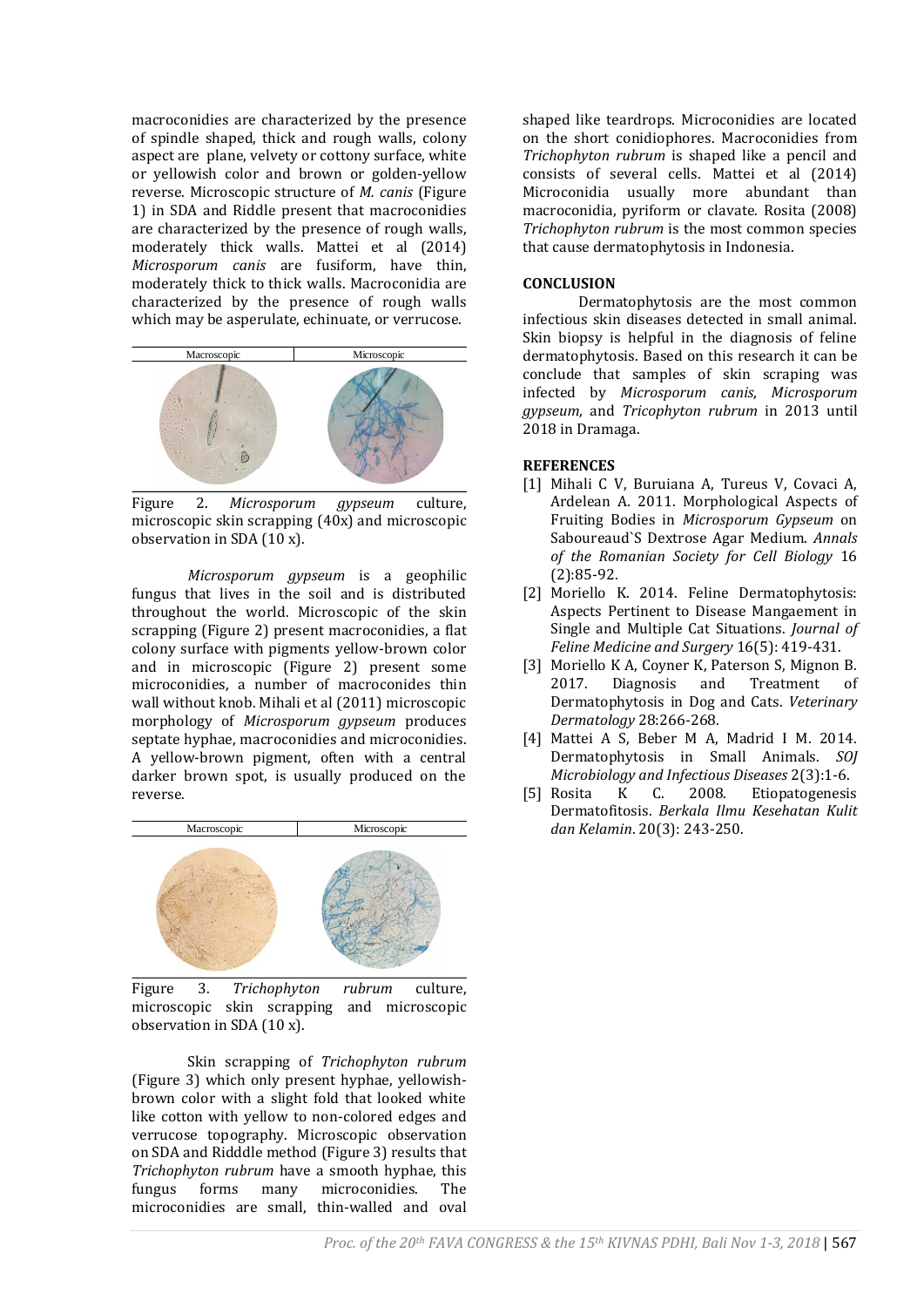macroconidies are characterized by the presence of spindle shaped, thick and rough walls, colony aspect are plane, velvety or cottony surface, white or yellowish color and brown or golden-yellow reverse. Microscopic structure of *M. canis* (Figure 1) in SDA and Riddle present that macroconidies are characterized by the presence of rough walls, moderately thick walls. Mattei et al (2014) *Microsporum canis* are fusiform, have thin, moderately thick to thick walls. Macroconidia are characterized by the presence of rough walls which may be asperulate, echinuate, or verrucose.

Macroscopic | Microscopic

Figure 2. *Microsporum gypseum* culture, microscopic skin scrapping (40x) and microscopic observation in SDA (10 x).

*Microsporum gypseum* is a geophilic fungus that lives in the soil and is distributed throughout the world. Microscopic of the skin scrapping (Figure 2) present macroconidies, a flat colony surface with pigments yellow-brown color and in microscopic (Figure 2) present some microconidies, a number of macroconides thin wall without knob. Mihali et al (2011) microscopic morphology of *Microsporum gypseum* produces septate hyphae, macroconidies and microconidies. A yellow-brown pigment, often with a central darker brown spot, is usually produced on the reverse.

Macroscopic | Microscopic

Figure 3. *Trichophyton rubrum* culture, microscopic skin scrapping and microscopic observation in SDA (10 x).

Skin scrapping of *Trichophyton rubrum* (Figure 3) which only present hyphae, yellowish-brown color with a slight fold that looked white like cotton with yellow to non-colored edges and verrucose topography. Microscopic observation on SDA and Ridddle method (Figure 3) results that *Trichophyton rubrum* have a smooth hyphae, this fungus forms many microconidies. The microconidies are small, thin-walled and oval shaped like teardrops. Microconidies are located on the short conidiophores. Macroconidies from *Trichophyton rubrum* is shaped like a pencil and consists of several cells. Mattei et al (2014) Microconidia usually more abundant than macroconidia, pyriform or clavate. Rosita (2008) *Trichophyton rubrum* is the most common species that cause dermatophytosis in Indonesia.

## CONCLUSION

Dermatophytosis are the most common infectious skin diseases detected in small animal. Skin biopsy is helpful in the diagnosis of feline dermatophytosis. Based on this research it can be conclude that samples of skin scraping was infected by *Microsporum canis*, *Microsporum gypseum*, and *Tricophyton rubrum* in 2013 until 2018 in Dramaga.

## REFERENCES

[1] Mihali C V, Buruiana A, Tureus V, Covaci A, Ardelean A. 2011. Morphological Aspects of Fruiting Bodies in *Microsporum Gypseum* on Saboureaud`S Dextrose Agar Medium. *Annals of the Romanian Society for Cell Biology* 16 (2):85-92.

[2] Moriello K. 2014. Feline Dermatophytosis: Aspects Pertinent to Disease Mangaement in Single and Multiple Cat Situations. *Journal of Feline Medicine and Surgery* 16(5): 419-431.

[3] Moriello K A, Coyner K, Paterson S, Mignon B. 2017. Diagnosis and Treatment of Dermatophytosis in Dog and Cats. *Veterinary Dermatology* 28:266-268.

[4] Mattei A S, Beber M A, Madrid I M. 2014. Dermatophytosis in Small Animals. *SOJ Microbiology and Infectious Diseases* 2(3):1-6.

[5] Rosita K C. 2008. Etiopatogenesis Dermatofitosis. *Berkala Ilmu Kesehatan Kulit dan Kelamin*. 20(3): 243-250.